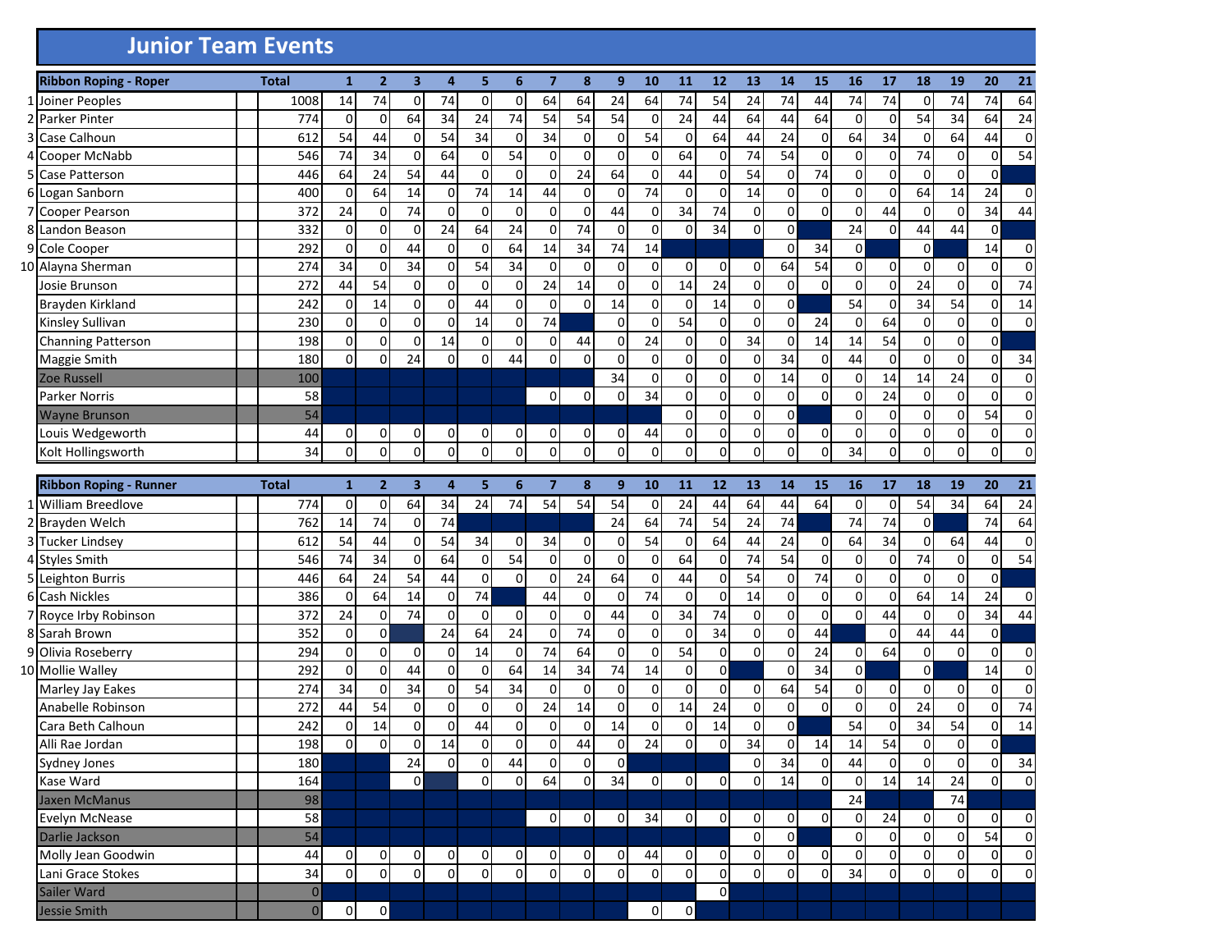# Junior Team Events

| | Ribbon Roping - Roper | Total | 1 | 2 | 3 | 4 | 5 | 6 | 7 | 8 | 9 | 10 | 11 | 12 | 13 | 14 | 15 | 16 | 17 | 18 | 19 | 20 | 21 |
|---|---|---|---|---|---|---|---|---|---|---|---|---|---|---|---|---|---|---|---|---|---|---|---|
| 1 | Joiner Peoples | 1008 | 14 | 74 | 0 | 74 | 0 | 0 | 64 | 64 | 24 | 64 | 74 | 54 | 24 | 74 | 44 | 74 | 74 | 0 | 74 | 74 | 64 |
| 2 | Parker Pinter | 774 | 0 | 0 | 64 | 34 | 24 | 74 | 54 | 54 | 54 | 0 | 24 | 44 | 64 | 44 | 64 | 0 | 0 | 54 | 34 | 64 | 24 |
| 3 | Case Calhoun | 612 | 54 | 44 | 0 | 54 | 34 | 0 | 34 | 0 | 0 | 54 | 0 | 64 | 44 | 24 | 0 | 64 | 34 | 0 | 64 | 44 | 0 |
| 4 | Cooper McNabb | 546 | 74 | 34 | 0 | 64 | 0 | 54 | 0 | 0 | 0 | 0 | 64 | 0 | 74 | 54 | 0 | 0 | 0 | 74 | 0 | 0 | 54 |
| 5 | Case Patterson | 446 | 64 | 24 | 54 | 44 | 0 | 0 | 0 | 24 | 64 | 0 | 44 | 0 | 54 | 0 | 74 | 0 | 0 | 0 | 0 | 0 | |
| 6 | Logan Sanborn | 400 | 0 | 64 | 14 | 0 | 74 | 14 | 44 | 0 | 0 | 74 | 0 | 0 | 14 | 0 | 0 | 0 | 0 | 64 | 14 | 24 | 0 |
| 7 | Cooper Pearson | 372 | 24 | 0 | 74 | 0 | 0 | 0 | 0 | 0 | 44 | 0 | 34 | 74 | 0 | 0 | 0 | 0 | 44 | 0 | 0 | 34 | 44 |
| 8 | Landon Beason | 332 | 0 | 0 | 0 | 24 | 64 | 24 | 0 | 74 | 0 | 0 | 0 | 34 | 0 | 0 | | 24 | 0 | 44 | 44 | 0 | |
| 9 | Cole Cooper | 292 | 0 | 0 | 44 | 0 | 0 | 64 | 14 | 34 | 74 | 14 | | | | 0 | 34 | 0 | | 0 | | 14 | 0 |
| 10 | Alayna Sherman | 274 | 34 | 0 | 34 | 0 | 54 | 34 | 0 | 0 | 0 | 0 | 0 | 0 | 0 | 64 | 54 | 0 | 0 | 0 | 0 | 0 | 0 |
| | Josie Brunson | 272 | 44 | 54 | 0 | 0 | 0 | 0 | 24 | 14 | 0 | 0 | 14 | 24 | 0 | 0 | 0 | 0 | 0 | 24 | 0 | 0 | 74 |
| | Brayden Kirkland | 242 | 0 | 14 | 0 | 0 | 44 | 0 | 0 | 0 | 14 | 0 | 0 | 14 | 0 | 0 | | 54 | 0 | 34 | 54 | 0 | 14 |
| | Kinsley Sullivan | 230 | 0 | 0 | 0 | 0 | 14 | 0 | 74 | | 0 | 0 | 54 | 0 | 0 | 0 | 24 | 0 | 64 | 0 | 0 | 0 | 0 |
| | Channing Patterson | 198 | 0 | 0 | 0 | 14 | 0 | 0 | 0 | 44 | 0 | 24 | 0 | 0 | 34 | 0 | 14 | 14 | 54 | 0 | 0 | 0 | |
| | Maggie Smith | 180 | 0 | 0 | 24 | 0 | 0 | 44 | 0 | 0 | 0 | 0 | 0 | 0 | 0 | 34 | 0 | 44 | 0 | 0 | 0 | 0 | 34 |
| | Zoe Russell | 100 | | | | | | | | | 34 | 0 | 0 | 0 | 0 | 14 | 0 | 0 | 14 | 14 | 24 | 0 | 0 |
| | Parker Norris | 58 | | | | | | | 0 | 0 | 0 | 34 | 0 | 0 | 0 | 0 | 0 | 0 | 24 | 0 | 0 | 0 | 0 |
| | Wayne Brunson | 54 | | | | | | | | | | | 0 | 0 | 0 | 0 | | 0 | 0 | 0 | 0 | 54 | 0 |
| | Louis Wedgeworth | 44 | 0 | 0 | 0 | 0 | 0 | 0 | 0 | 0 | 0 | 44 | 0 | 0 | 0 | 0 | 0 | 0 | 0 | 0 | 0 | 0 | 0 |
| | Kolt Hollingsworth | 34 | 0 | 0 | 0 | 0 | 0 | 0 | 0 | 0 | 0 | 0 | 0 | 0 | 0 | 0 | 0 | 34 | 0 | 0 | 0 | 0 | 0 |

| | Ribbon Roping - Runner | Total | 1 | 2 | 3 | 4 | 5 | 6 | 7 | 8 | 9 | 10 | 11 | 12 | 13 | 14 | 15 | 16 | 17 | 18 | 19 | 20 | 21 |
|---|---|---|---|---|---|---|---|---|---|---|---|---|---|---|---|---|---|---|---|---|---|---|---|
| 1 | William Breedlove | 774 | 0 | 0 | 64 | 34 | 24 | 74 | 54 | 54 | 54 | 0 | 24 | 44 | 64 | 44 | 64 | 0 | 0 | 54 | 34 | 64 | 24 |
| 2 | Brayden Welch | 762 | 14 | 74 | 0 | 74 | | | | | 24 | 64 | 74 | 54 | 24 | 74 | | 74 | 74 | 0 | | 74 | 64 |
| 3 | Tucker Lindsey | 612 | 54 | 44 | 0 | 54 | 34 | 0 | 34 | 0 | 0 | 54 | 0 | 64 | 44 | 24 | 0 | 64 | 34 | 0 | 64 | 44 | 0 |
| 4 | Styles Smith | 546 | 74 | 34 | 0 | 64 | 0 | 54 | 0 | 0 | 0 | 0 | 64 | 0 | 74 | 54 | 0 | 0 | 0 | 74 | 0 | 0 | 54 |
| 5 | Leighton Burris | 446 | 64 | 24 | 54 | 44 | 0 | 0 | 0 | 24 | 64 | 0 | 44 | 0 | 54 | 0 | 74 | 0 | 0 | 0 | 0 | 0 | |
| 6 | Cash Nickles | 386 | 0 | 64 | 14 | 0 | 74 | | 44 | 0 | 0 | 74 | 0 | 0 | 14 | 0 | 0 | 0 | 0 | 64 | 14 | 24 | 0 |
| 7 | Royce Irby Robinson | 372 | 24 | 0 | 74 | 0 | 0 | 0 | 0 | 0 | 44 | 0 | 34 | 74 | 0 | 0 | 0 | 0 | 44 | 0 | 0 | 34 | 44 |
| 8 | Sarah Brown | 352 | 0 | 0 | | 24 | 64 | 24 | 0 | 74 | 0 | 0 | 0 | 34 | 0 | 0 | 44 | | 0 | 44 | 44 | 0 | |
| 9 | Olivia Roseberry | 294 | 0 | 0 | 0 | 0 | 14 | 0 | 74 | 64 | 0 | 0 | 54 | 0 | 0 | 0 | 24 | 0 | 64 | 0 | 0 | 0 | 0 |
| 10 | Mollie Walley | 292 | 0 | 0 | 44 | 0 | 0 | 64 | 14 | 34 | 74 | 14 | 0 | 0 | | 0 | 34 | 0 | | 0 | | 14 | 0 |
| | Marley Jay Eakes | 274 | 34 | 0 | 34 | 0 | 54 | 34 | 0 | 0 | 0 | 0 | 0 | 0 | 0 | 64 | 54 | 0 | 0 | 0 | 0 | 0 | 0 |
| | Anabelle Robinson | 272 | 44 | 54 | 0 | 0 | 0 | 0 | 24 | 14 | 0 | 0 | 14 | 24 | 0 | 0 | 0 | 0 | 0 | 24 | 0 | 0 | 74 |
| | Cara Beth Calhoun | 242 | 0 | 14 | 0 | 0 | 44 | 0 | 0 | 0 | 14 | 0 | 0 | 14 | 0 | 0 | | 54 | 0 | 34 | 54 | 0 | 14 |
| | Alli Rae Jordan | 198 | 0 | 0 | 0 | 14 | 0 | 0 | 0 | 44 | 0 | 24 | 0 | 0 | 34 | 0 | 14 | 14 | 54 | 0 | 0 | 0 | |
| | Sydney Jones | 180 | | | 24 | 0 | 0 | 44 | 0 | 0 | 0 | | | | 0 | 34 | 0 | 44 | 0 | 0 | 0 | 0 | 34 |
| | Kase Ward | 164 | | | 0 | | 0 | 0 | 64 | 0 | 34 | 0 | 0 | 0 | 0 | 14 | 0 | 0 | 14 | 14 | 24 | 0 | 0 |
| | Jaxen McManus | 98 | | | | | | | | | | | | | | | | 24 | | | 74 | | |
| | Evelyn McNease | 58 | | | | | | | 0 | 0 | 0 | 34 | 0 | 0 | 0 | 0 | 0 | 0 | 24 | 0 | 0 | 0 | 0 |
| | Darlie Jackson | 54 | | | | | | | | | | | | | 0 | 0 | | 0 | 0 | 0 | 0 | 54 | 0 |
| | Molly Jean Goodwin | 44 | 0 | 0 | 0 | 0 | 0 | 0 | 0 | 0 | 0 | 44 | 0 | 0 | 0 | 0 | 0 | 0 | 0 | 0 | 0 | 0 | 0 |
| | Lani Grace Stokes | 34 | 0 | 0 | 0 | 0 | 0 | 0 | 0 | 0 | 0 | 0 | 0 | 0 | 0 | 0 | 0 | 34 | 0 | 0 | 0 | 0 | 0 |
| | Sailer Ward | 0 | | | | | | | | | | | | 0 | | | | | | | | | |
| | Jessie Smith | 0 | 0 | 0 | | | | | | | | 0 | 0 | | | | | | | | | | |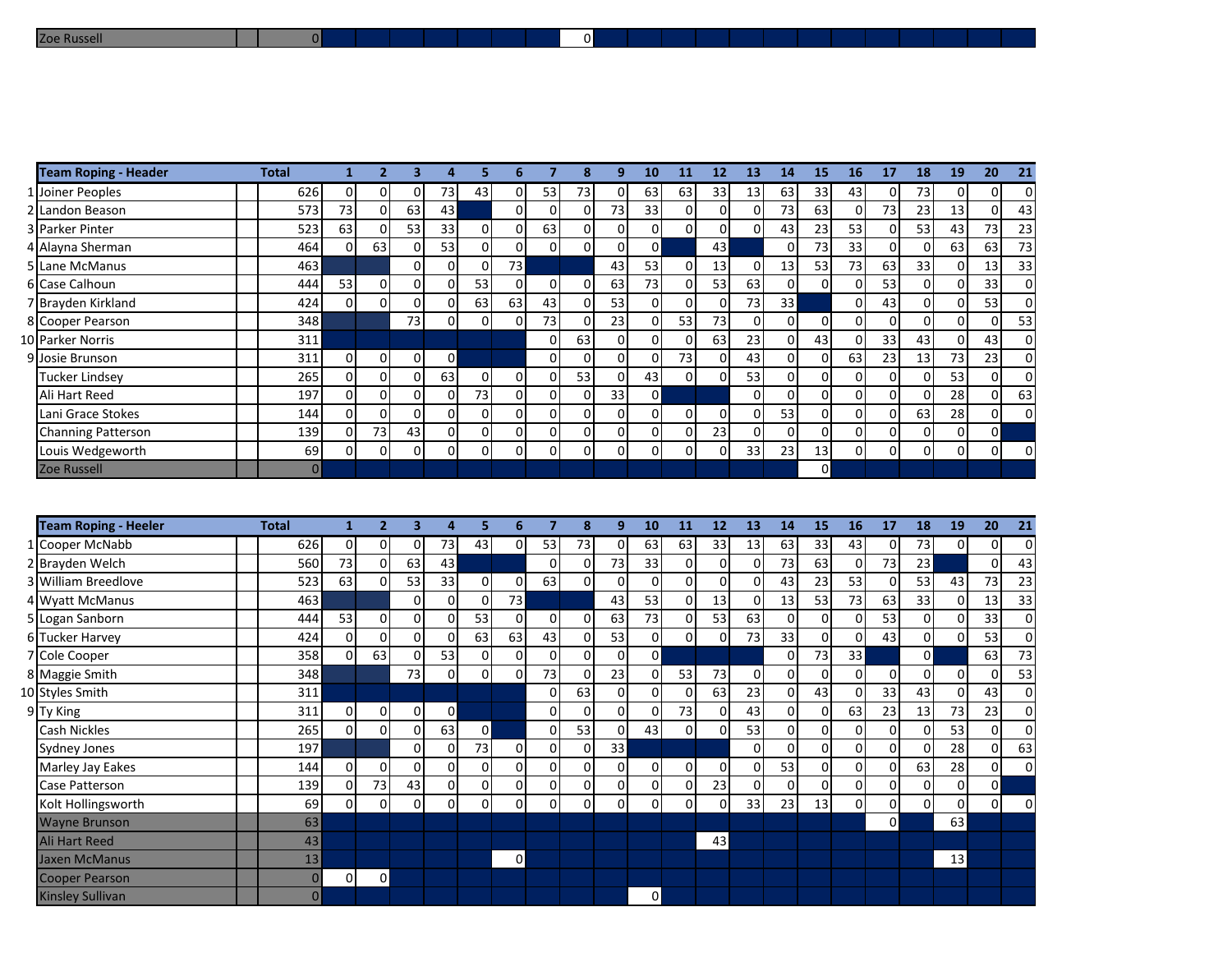| | | | | | | | | | | | | | | | | | | | | | | | |
|---|---|---|---|---|---|---|---|---|---|---|---|---|---|---|---|---|---|---|---|---|---|---|---|
| | Zoe Russell | 0 | | | | | | | | 0 | | | | | | | | | | | | | |

| | Team Roping - Header | Total | 1 | 2 | 3 | 4 | 5 | 6 | 7 | 8 | 9 | 10 | 11 | 12 | 13 | 14 | 15 | 16 | 17 | 18 | 19 | 20 | 21 |
|---|---|---|---|---|---|---|---|---|---|---|---|---|---|---|---|---|---|---|---|---|---|---|---|
| 1 | Joiner Peoples | 626 | 0 | 0 | 0 | 73 | 43 | 0 | 53 | 73 | 0 | 63 | 63 | 33 | 13 | 63 | 33 | 43 | 0 | 73 | 0 | 0 | 0 |
| 2 | Landon Beason | 573 | 73 | 0 | 63 | 43 | | 0 | 0 | 0 | 73 | 33 | 0 | 0 | 0 | 73 | 63 | 0 | 73 | 23 | 13 | 0 | 43 |
| 3 | Parker Pinter | 523 | 63 | 0 | 53 | 33 | 0 | 0 | 63 | 0 | 0 | 0 | 0 | 0 | 0 | 43 | 23 | 53 | 0 | 53 | 43 | 73 | 23 |
| 4 | Alayna Sherman | 464 | 0 | 63 | 0 | 53 | 0 | 0 | 0 | 0 | 0 | 0 | | 43 | | 0 | 73 | 33 | 0 | 0 | 63 | 63 | 73 |
| 5 | Lane McManus | 463 | | | 0 | 0 | 0 | 73 | | | 43 | 53 | 0 | 13 | 0 | 13 | 53 | 73 | 63 | 33 | 0 | 13 | 33 |
| 6 | Case Calhoun | 444 | 53 | 0 | 0 | 0 | 53 | 0 | 0 | 0 | 63 | 73 | 0 | 53 | 63 | 0 | 0 | 0 | 53 | 0 | 0 | 33 | 0 |
| 7 | Brayden Kirkland | 424 | 0 | 0 | 0 | 0 | 63 | 63 | 43 | 0 | 53 | 0 | 0 | 0 | 73 | 33 | | 0 | 43 | 0 | 0 | 53 | 0 |
| 8 | Cooper Pearson | 348 | | | 73 | 0 | 0 | 0 | 73 | 0 | 23 | 0 | 53 | 73 | 0 | 0 | 0 | 0 | 0 | 0 | 0 | 0 | 53 |
| 10 | Parker Norris | 311 | | | | | | | 0 | 63 | 0 | 0 | 0 | 63 | 23 | 0 | 43 | 0 | 33 | 43 | 0 | 43 | 0 |
| 9 | Josie Brunson | 311 | 0 | 0 | 0 | 0 | | | 0 | 0 | 0 | 0 | 73 | 0 | 43 | 0 | 0 | 63 | 23 | 13 | 73 | 23 | 0 |
| | Tucker Lindsey | 265 | 0 | 0 | 0 | 63 | 0 | 0 | 0 | 53 | 0 | 43 | 0 | 0 | 53 | 0 | 0 | 0 | 0 | 0 | 53 | 0 | 0 |
| | Ali Hart Reed | 197 | 0 | 0 | 0 | 0 | 73 | 0 | 0 | 0 | 33 | 0 | | | 0 | 0 | 0 | 0 | 0 | 0 | 28 | 0 | 63 |
| | Lani Grace Stokes | 144 | 0 | 0 | 0 | 0 | 0 | 0 | 0 | 0 | 0 | 0 | 0 | 0 | 0 | 53 | 0 | 0 | 0 | 63 | 28 | 0 | 0 |
| | Channing Patterson | 139 | 0 | 73 | 43 | 0 | 0 | 0 | 0 | 0 | 0 | 0 | 0 | 23 | 0 | 0 | 0 | 0 | 0 | 0 | 0 | 0 | |
| | Louis Wedgeworth | 69 | 0 | 0 | 0 | 0 | 0 | 0 | 0 | 0 | 0 | 0 | 0 | 0 | 33 | 23 | 13 | 0 | 0 | 0 | 0 | 0 | 0 |
| | Zoe Russell | 0 | | | | | | | | | | | | | | | 0 | | | | | | |

| | Team Roping - Heeler | Total | 1 | 2 | 3 | 4 | 5 | 6 | 7 | 8 | 9 | 10 | 11 | 12 | 13 | 14 | 15 | 16 | 17 | 18 | 19 | 20 | 21 |
|---|---|---|---|---|---|---|---|---|---|---|---|---|---|---|---|---|---|---|---|---|---|---|---|
| 1 | Cooper McNabb | 626 | 0 | 0 | 0 | 73 | 43 | 0 | 53 | 73 | 0 | 63 | 63 | 33 | 13 | 63 | 33 | 43 | 0 | 73 | 0 | 0 | 0 |
| 2 | Brayden Welch | 560 | 73 | 0 | 63 | 43 | | | 0 | 0 | 73 | 33 | 0 | 0 | 0 | 73 | 63 | 0 | 73 | 23 | | 0 | 43 |
| 3 | William Breedlove | 523 | 63 | 0 | 53 | 33 | 0 | 0 | 63 | 0 | 0 | 0 | 0 | 0 | 0 | 43 | 23 | 53 | 0 | 53 | 43 | 73 | 23 |
| 4 | Wyatt McManus | 463 | | | 0 | 0 | 0 | 73 | | | 43 | 53 | 0 | 13 | 0 | 13 | 53 | 73 | 63 | 33 | 0 | 13 | 33 |
| 5 | Logan Sanborn | 444 | 53 | 0 | 0 | 0 | 53 | 0 | 0 | 0 | 63 | 73 | 0 | 53 | 63 | 0 | 0 | 0 | 53 | 0 | 0 | 33 | 0 |
| 6 | Tucker Harvey | 424 | 0 | 0 | 0 | 0 | 63 | 63 | 43 | 0 | 53 | 0 | 0 | 0 | 73 | 33 | 0 | 0 | 43 | 0 | 0 | 53 | 0 |
| 7 | Cole Cooper | 358 | 0 | 63 | 0 | 53 | 0 | 0 | 0 | 0 | 0 | 0 | | | | 0 | 73 | 33 | | 0 | | 63 | 73 |
| 8 | Maggie Smith | 348 | | | 73 | 0 | 0 | 0 | 73 | 0 | 23 | 0 | 53 | 73 | 0 | 0 | 0 | 0 | 0 | 0 | 0 | 0 | 53 |
| 10 | Styles Smith | 311 | | | | | | | 0 | 63 | 0 | 0 | 0 | 63 | 23 | 0 | 43 | 0 | 33 | 43 | 0 | 43 | 0 |
| 9 | Ty King | 311 | 0 | 0 | 0 | 0 | | | 0 | 0 | 0 | 0 | 73 | 0 | 43 | 0 | 0 | 63 | 23 | 13 | 73 | 23 | 0 |
| | Cash Nickles | 265 | 0 | 0 | 0 | 63 | 0 | | 0 | 53 | 0 | 43 | 0 | 0 | 53 | 0 | 0 | 0 | 0 | 0 | 53 | 0 | 0 |
| | Sydney Jones | 197 | | | 0 | 0 | 73 | 0 | 0 | 0 | 33 | | | | 0 | 0 | 0 | 0 | 0 | 0 | 28 | 0 | 63 |
| | Marley Jay Eakes | 144 | 0 | 0 | 0 | 0 | 0 | 0 | 0 | 0 | 0 | 0 | 0 | 0 | 0 | 53 | 0 | 0 | 0 | 63 | 28 | 0 | 0 |
| | Case Patterson | 139 | 0 | 73 | 43 | 0 | 0 | 0 | 0 | 0 | 0 | 0 | 0 | 23 | 0 | 0 | 0 | 0 | 0 | 0 | 0 | 0 | |
| | Kolt Hollingsworth | 69 | 0 | 0 | 0 | 0 | 0 | 0 | 0 | 0 | 0 | 0 | 0 | 0 | 33 | 23 | 13 | 0 | 0 | 0 | 0 | 0 | 0 |
| | Wayne Brunson | 63 | | | | | | | | | | | | | | | | | 0 | | 63 | | |
| | Ali Hart Reed | 43 | | | | | | | | | | | | 43 | | | | | | | | | |
| | Jaxen McManus | 13 | | | | | | 0 | | | | | | | | | | | | | 13 | | |
| | Cooper Pearson | 0 | 0 | 0 | | | | | | | | | | | | | | | | | | | |
| | Kinsley Sullivan | 0 | | | | | | | | | | 0 | | | | | | | | | | | |